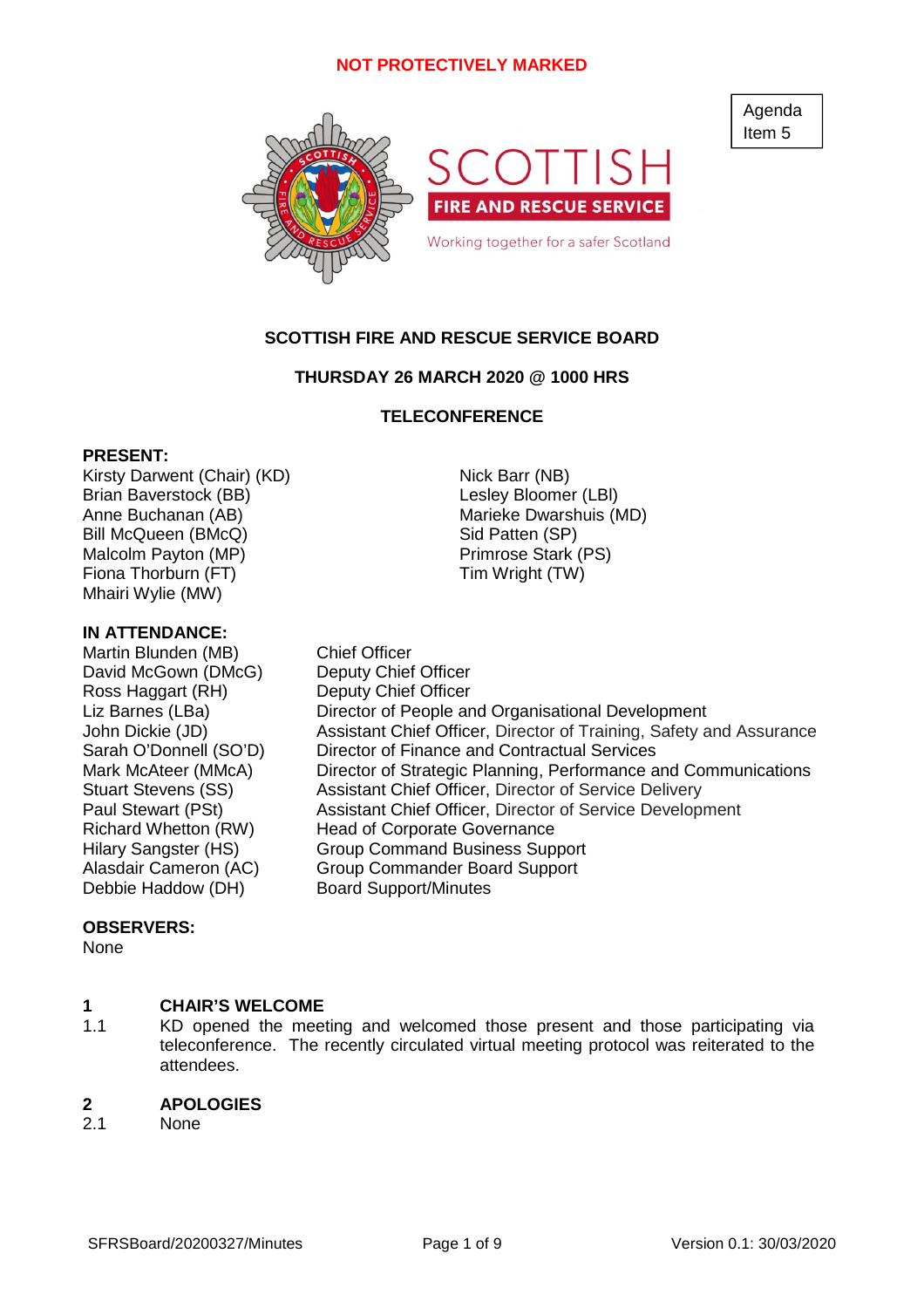NOT PROTECTIVELY MARKED

Agenda Item 5

SCOTTISH FIRE AND RESCUE SERVICE

Working together for a safer Scotland

**SCOTTISH FIRE AND RESCUE SERVICE BOARD**

**THURSDAY 26 MARCH 2020 @ 1000 HRS**

**TELECONFERENCE**

**PRESENT:**

Kirsty Darwent (Chair) (KD)
Brian Baverstock (BB)
Anne Buchanan (AB)
Bill McQueen (BMcQ)
Malcolm Payton (MP)
Fiona Thorburn (FT)
Mhairi Wylie (MW)
Nick Barr (NB)
Lesley Bloomer (LBl)
Marieke Dwarshuis (MD)
Sid Patten (SP)
Primrose Stark (PS)
Tim Wright (TW)

**IN ATTENDANCE:**

| | |
|---|---|
| Martin Blunden (MB) | Chief Officer |
| David McGown (DMcG) | Deputy Chief Officer |
| Ross Haggart (RH) | Deputy Chief Officer |
| Liz Barnes (LBa) | Director of People and Organisational Development |
| John Dickie (JD) | Assistant Chief Officer, Director of Training, Safety and Assurance |
| Sarah O'Donnell (SO'D) | Director of Finance and Contractual Services |
| Mark McAteer (MMcA) | Director of Strategic Planning, Performance and Communications |
| Stuart Stevens (SS) | Assistant Chief Officer, Director of Service Delivery |
| Paul Stewart (PSt) | Assistant Chief Officer, Director of Service Development |
| Richard Whetton (RW) | Head of Corporate Governance |
| Hilary Sangster (HS) | Group Command Business Support |
| Alasdair Cameron (AC) | Group Commander Board Support |
| Debbie Haddow (DH) | Board Support/Minutes |

**OBSERVERS:**

None

## 1 CHAIR'S WELCOME

1.1 KD opened the meeting and welcomed those present and those participating via teleconference. The recently circulated virtual meeting protocol was reiterated to the attendees.

## 2 APOLOGIES

2.1 None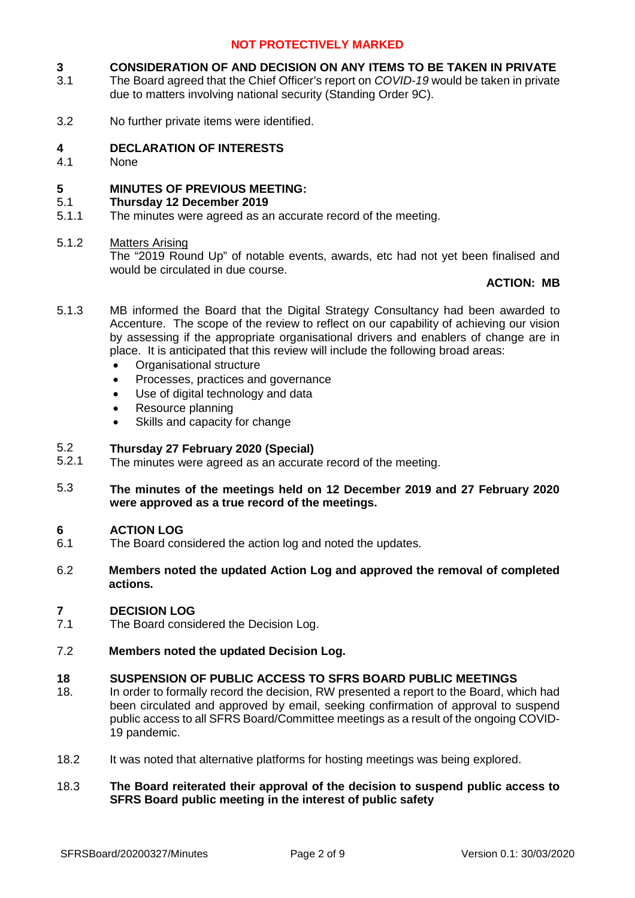**NOT PROTECTIVELY MARKED**

## 3 CONSIDERATION OF AND DECISION ON ANY ITEMS TO BE TAKEN IN PRIVATE

3.1 The Board agreed that the Chief Officer's report on *COVID-19* would be taken in private due to matters involving national security (Standing Order 9C).

3.2 No further private items were identified.

## 4 DECLARATION OF INTERESTS

4.1 None

## 5 MINUTES OF PREVIOUS MEETING:

### 5.1 Thursday 12 December 2019

5.1.1 The minutes were agreed as an accurate record of the meeting.

5.1.2 Matters Arising
The "2019 Round Up" of notable events, awards, etc had not yet been finalised and would be circulated in due course.

**ACTION: MB**

5.1.3 MB informed the Board that the Digital Strategy Consultancy had been awarded to Accenture. The scope of the review to reflect on our capability of achieving our vision by assessing if the appropriate organisational drivers and enablers of change are in place. It is anticipated that this review will include the following broad areas:

- Organisational structure
- Processes, practices and governance
- Use of digital technology and data
- Resource planning
- Skills and capacity for change

### 5.2 Thursday 27 February 2020 (Special)

5.2.1 The minutes were agreed as an accurate record of the meeting.

5.3 **The minutes of the meetings held on 12 December 2019 and 27 February 2020 were approved as a true record of the meetings.**

## 6 ACTION LOG

6.1 The Board considered the action log and noted the updates.

6.2 **Members noted the updated Action Log and approved the removal of completed actions.**

## 7 DECISION LOG

7.1 The Board considered the Decision Log.

7.2 **Members noted the updated Decision Log.**

## 18 SUSPENSION OF PUBLIC ACCESS TO SFRS BOARD PUBLIC MEETINGS

18. In order to formally record the decision, RW presented a report to the Board, which had been circulated and approved by email, seeking confirmation of approval to suspend public access to all SFRS Board/Committee meetings as a result of the ongoing COVID-19 pandemic.

18.2 It was noted that alternative platforms for hosting meetings was being explored.

18.3 **The Board reiterated their approval of the decision to suspend public access to SFRS Board public meeting in the interest of public safety**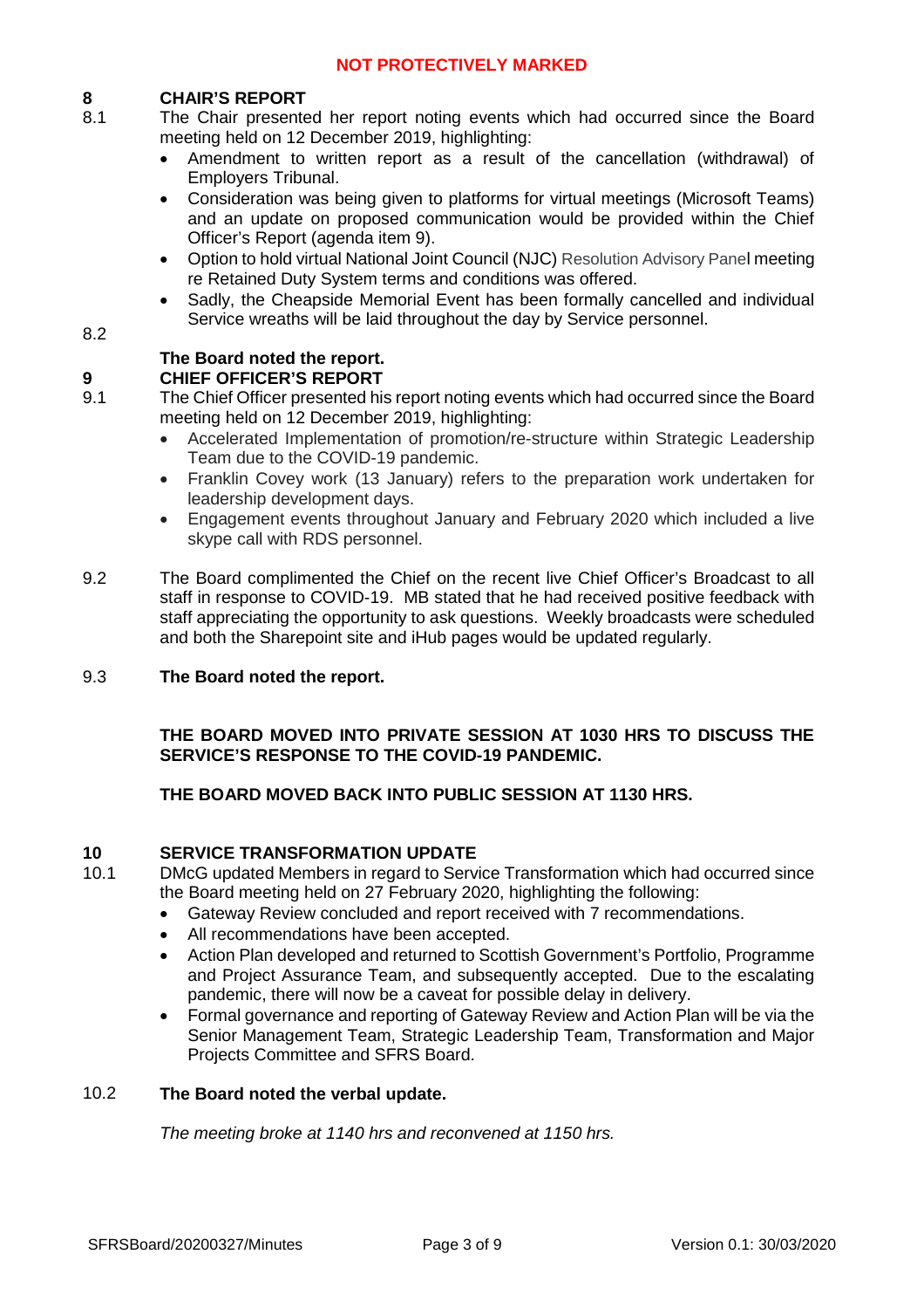## 8 CHAIR'S REPORT

8.1 The Chair presented her report noting events which had occurred since the Board meeting held on 12 December 2019, highlighting:

- Amendment to written report as a result of the cancellation (withdrawal) of Employers Tribunal.
- Consideration was being given to platforms for virtual meetings (Microsoft Teams) and an update on proposed communication would be provided within the Chief Officer's Report (agenda item 9).
- Option to hold virtual National Joint Council (NJC) Resolution Advisory Panel meeting re Retained Duty System terms and conditions was offered.
- Sadly, the Cheapside Memorial Event has been formally cancelled and individual Service wreaths will be laid throughout the day by Service personnel.

8.2 **The Board noted the report.**

## 9 CHIEF OFFICER'S REPORT

9.1 The Chief Officer presented his report noting events which had occurred since the Board meeting held on 12 December 2019, highlighting:

- Accelerated Implementation of promotion/re-structure within Strategic Leadership Team due to the COVID-19 pandemic.
- Franklin Covey work (13 January) refers to the preparation work undertaken for leadership development days.
- Engagement events throughout January and February 2020 which included a live skype call with RDS personnel.

9.2 The Board complimented the Chief on the recent live Chief Officer's Broadcast to all staff in response to COVID-19. MB stated that he had received positive feedback with staff appreciating the opportunity to ask questions. Weekly broadcasts were scheduled and both the Sharepoint site and iHub pages would be updated regularly.

9.3 **The Board noted the report.**

**THE BOARD MOVED INTO PRIVATE SESSION AT 1030 HRS TO DISCUSS THE SERVICE'S RESPONSE TO THE COVID-19 PANDEMIC.**

**THE BOARD MOVED BACK INTO PUBLIC SESSION AT 1130 HRS.**

## 10 SERVICE TRANSFORMATION UPDATE

10.1 DMcG updated Members in regard to Service Transformation which had occurred since the Board meeting held on 27 February 2020, highlighting the following:

- Gateway Review concluded and report received with 7 recommendations.
- All recommendations have been accepted.
- Action Plan developed and returned to Scottish Government's Portfolio, Programme and Project Assurance Team, and subsequently accepted. Due to the escalating pandemic, there will now be a caveat for possible delay in delivery.
- Formal governance and reporting of Gateway Review and Action Plan will be via the Senior Management Team, Strategic Leadership Team, Transformation and Major Projects Committee and SFRS Board.

10.2 **The Board noted the verbal update.**

*The meeting broke at 1140 hrs and reconvened at 1150 hrs.*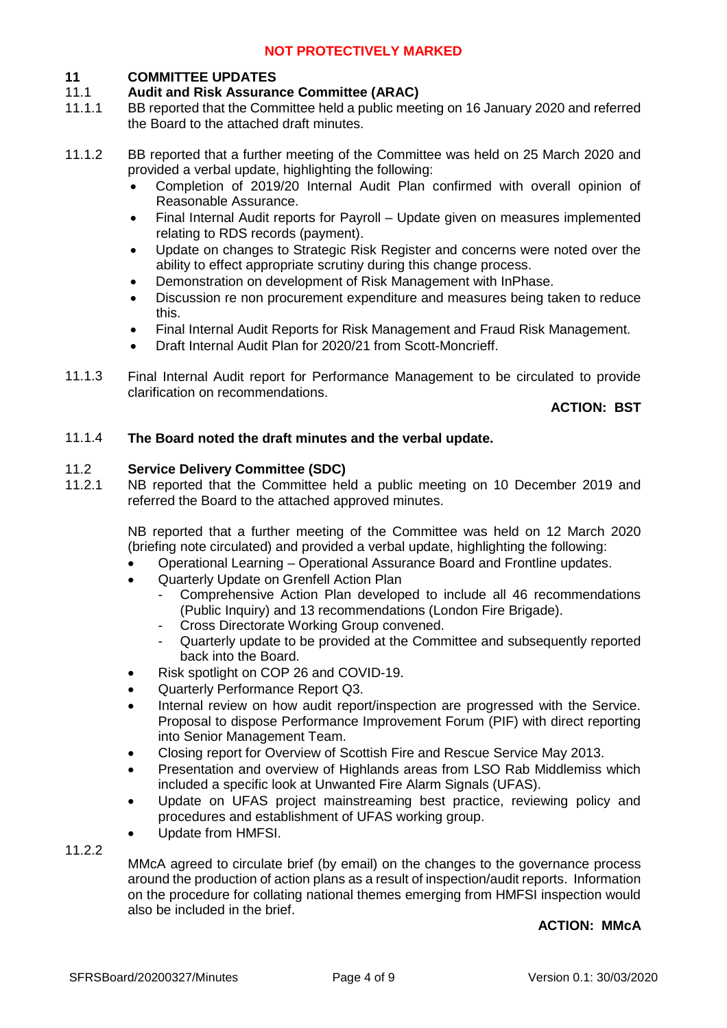## 11 COMMITTEE UPDATES

### 11.1 Audit and Risk Assurance Committee (ARAC)

11.1.1 BB reported that the Committee held a public meeting on 16 January 2020 and referred the Board to the attached draft minutes.

11.1.2 BB reported that a further meeting of the Committee was held on 25 March 2020 and provided a verbal update, highlighting the following:

- Completion of 2019/20 Internal Audit Plan confirmed with overall opinion of Reasonable Assurance.
- Final Internal Audit reports for Payroll – Update given on measures implemented relating to RDS records (payment).
- Update on changes to Strategic Risk Register and concerns were noted over the ability to effect appropriate scrutiny during this change process.
- Demonstration on development of Risk Management with InPhase.
- Discussion re non procurement expenditure and measures being taken to reduce this.
- Final Internal Audit Reports for Risk Management and Fraud Risk Management.
- Draft Internal Audit Plan for 2020/21 from Scott-Moncrieff.

11.1.3 Final Internal Audit report for Performance Management to be circulated to provide clarification on recommendations.

**ACTION: BST**

11.1.4 **The Board noted the draft minutes and the verbal update.**

### 11.2 Service Delivery Committee (SDC)

11.2.1 NB reported that the Committee held a public meeting on 10 December 2019 and referred the Board to the attached approved minutes.

NB reported that a further meeting of the Committee was held on 12 March 2020 (briefing note circulated) and provided a verbal update, highlighting the following:

- Operational Learning – Operational Assurance Board and Frontline updates.
- Quarterly Update on Grenfell Action Plan
  - Comprehensive Action Plan developed to include all 46 recommendations (Public Inquiry) and 13 recommendations (London Fire Brigade).
  - Cross Directorate Working Group convened.
  - Quarterly update to be provided at the Committee and subsequently reported back into the Board.
- Risk spotlight on COP 26 and COVID-19.
- Quarterly Performance Report Q3.
- Internal review on how audit report/inspection are progressed with the Service. Proposal to dispose Performance Improvement Forum (PIF) with direct reporting into Senior Management Team.
- Closing report for Overview of Scottish Fire and Rescue Service May 2013.
- Presentation and overview of Highlands areas from LSO Rab Middlemiss which included a specific look at Unwanted Fire Alarm Signals (UFAS).
- Update on UFAS project mainstreaming best practice, reviewing policy and procedures and establishment of UFAS working group.
- Update from HMFSI.

11.2.2 MMcA agreed to circulate brief (by email) on the changes to the governance process around the production of action plans as a result of inspection/audit reports. Information on the procedure for collating national themes emerging from HMFSI inspection would also be included in the brief.

**ACTION: MMcA**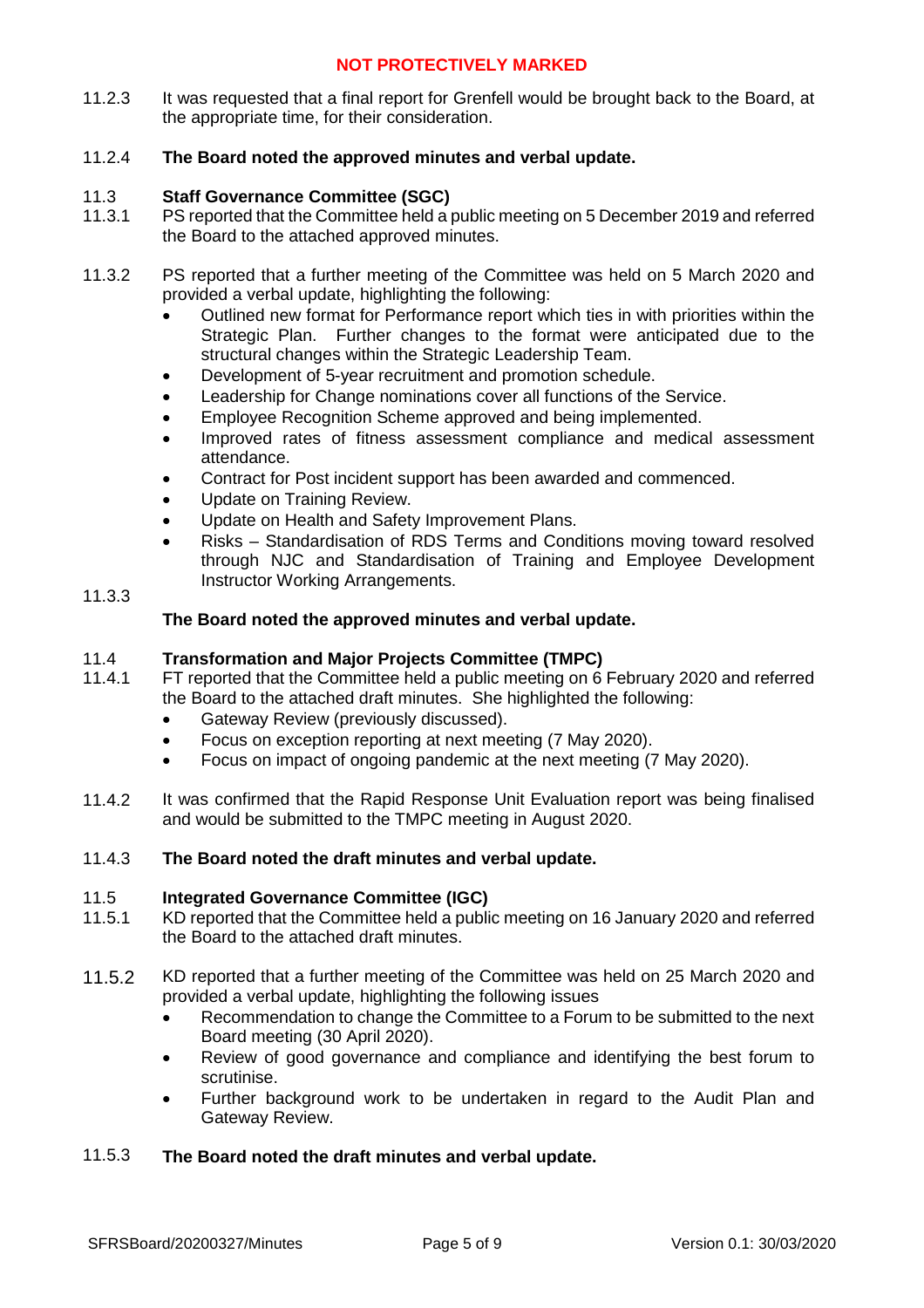11.2.3 It was requested that a final report for Grenfell would be brought back to the Board, at the appropriate time, for their consideration.

11.2.4 **The Board noted the approved minutes and verbal update.**

### 11.3 Staff Governance Committee (SGC)

11.3.1 PS reported that the Committee held a public meeting on 5 December 2019 and referred the Board to the attached approved minutes.

11.3.2 PS reported that a further meeting of the Committee was held on 5 March 2020 and provided a verbal update, highlighting the following:

- Outlined new format for Performance report which ties in with priorities within the Strategic Plan. Further changes to the format were anticipated due to the structural changes within the Strategic Leadership Team.
- Development of 5-year recruitment and promotion schedule.
- Leadership for Change nominations cover all functions of the Service.
- Employee Recognition Scheme approved and being implemented.
- Improved rates of fitness assessment compliance and medical assessment attendance.
- Contract for Post incident support has been awarded and commenced.
- Update on Training Review.
- Update on Health and Safety Improvement Plans.
- Risks – Standardisation of RDS Terms and Conditions moving toward resolved through NJC and Standardisation of Training and Employee Development Instructor Working Arrangements.

11.3.3 **The Board noted the approved minutes and verbal update.**

### 11.4 Transformation and Major Projects Committee (TMPC)

11.4.1 FT reported that the Committee held a public meeting on 6 February 2020 and referred the Board to the attached draft minutes. She highlighted the following:

- Gateway Review (previously discussed).
- Focus on exception reporting at next meeting (7 May 2020).
- Focus on impact of ongoing pandemic at the next meeting (7 May 2020).

11.4.2 It was confirmed that the Rapid Response Unit Evaluation report was being finalised and would be submitted to the TMPC meeting in August 2020.

11.4.3 **The Board noted the draft minutes and verbal update.**

### 11.5 Integrated Governance Committee (IGC)

11.5.1 KD reported that the Committee held a public meeting on 16 January 2020 and referred the Board to the attached draft minutes.

11.5.2 KD reported that a further meeting of the Committee was held on 25 March 2020 and provided a verbal update, highlighting the following issues

- Recommendation to change the Committee to a Forum to be submitted to the next Board meeting (30 April 2020).
- Review of good governance and compliance and identifying the best forum to scrutinise.
- Further background work to be undertaken in regard to the Audit Plan and Gateway Review.

11.5.3 **The Board noted the draft minutes and verbal update.**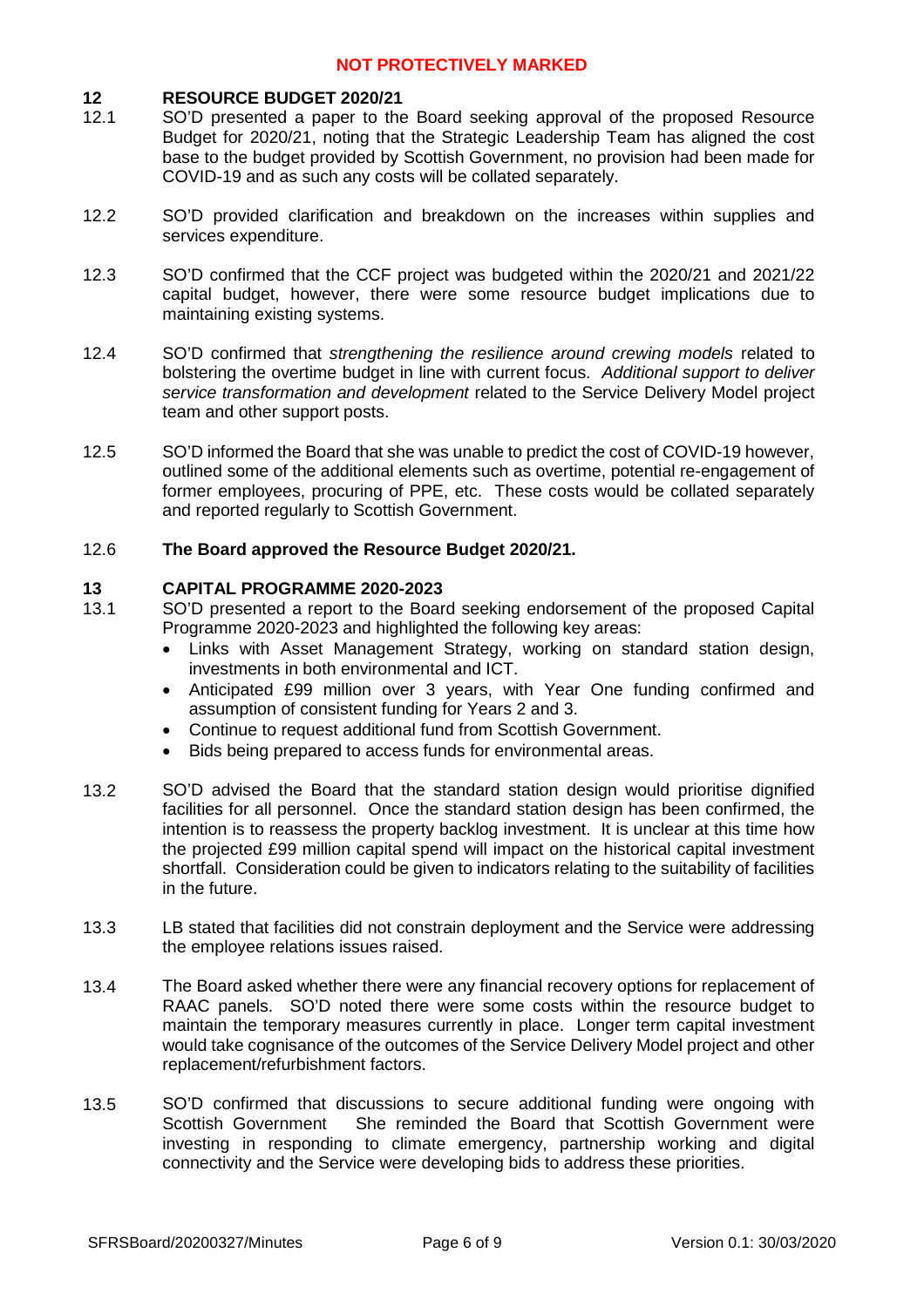## 12 RESOURCE BUDGET 2020/21

12.1 SO'D presented a paper to the Board seeking approval of the proposed Resource Budget for 2020/21, noting that the Strategic Leadership Team has aligned the cost base to the budget provided by Scottish Government, no provision had been made for COVID-19 and as such any costs will be collated separately.

12.2 SO'D provided clarification and breakdown on the increases within supplies and services expenditure.

12.3 SO'D confirmed that the CCF project was budgeted within the 2020/21 and 2021/22 capital budget, however, there were some resource budget implications due to maintaining existing systems.

12.4 SO'D confirmed that *strengthening the resilience around crewing models* related to bolstering the overtime budget in line with current focus. *Additional support to deliver service transformation and development* related to the Service Delivery Model project team and other support posts.

12.5 SO'D informed the Board that she was unable to predict the cost of COVID-19 however, outlined some of the additional elements such as overtime, potential re-engagement of former employees, procuring of PPE, etc. These costs would be collated separately and reported regularly to Scottish Government.

12.6 **The Board approved the Resource Budget 2020/21.**

## 13 CAPITAL PROGRAMME 2020-2023

13.1 SO'D presented a report to the Board seeking endorsement of the proposed Capital Programme 2020-2023 and highlighted the following key areas:

- Links with Asset Management Strategy, working on standard station design, investments in both environmental and ICT.
- Anticipated £99 million over 3 years, with Year One funding confirmed and assumption of consistent funding for Years 2 and 3.
- Continue to request additional fund from Scottish Government.
- Bids being prepared to access funds for environmental areas.

13.2 SO'D advised the Board that the standard station design would prioritise dignified facilities for all personnel. Once the standard station design has been confirmed, the intention is to reassess the property backlog investment. It is unclear at this time how the projected £99 million capital spend will impact on the historical capital investment shortfall. Consideration could be given to indicators relating to the suitability of facilities in the future.

13.3 LB stated that facilities did not constrain deployment and the Service were addressing the employee relations issues raised.

13.4 The Board asked whether there were any financial recovery options for replacement of RAAC panels. SO'D noted there were some costs within the resource budget to maintain the temporary measures currently in place. Longer term capital investment would take cognisance of the outcomes of the Service Delivery Model project and other replacement/refurbishment factors.

13.5 SO'D confirmed that discussions to secure additional funding were ongoing with Scottish Government She reminded the Board that Scottish Government were investing in responding to climate emergency, partnership working and digital connectivity and the Service were developing bids to address these priorities.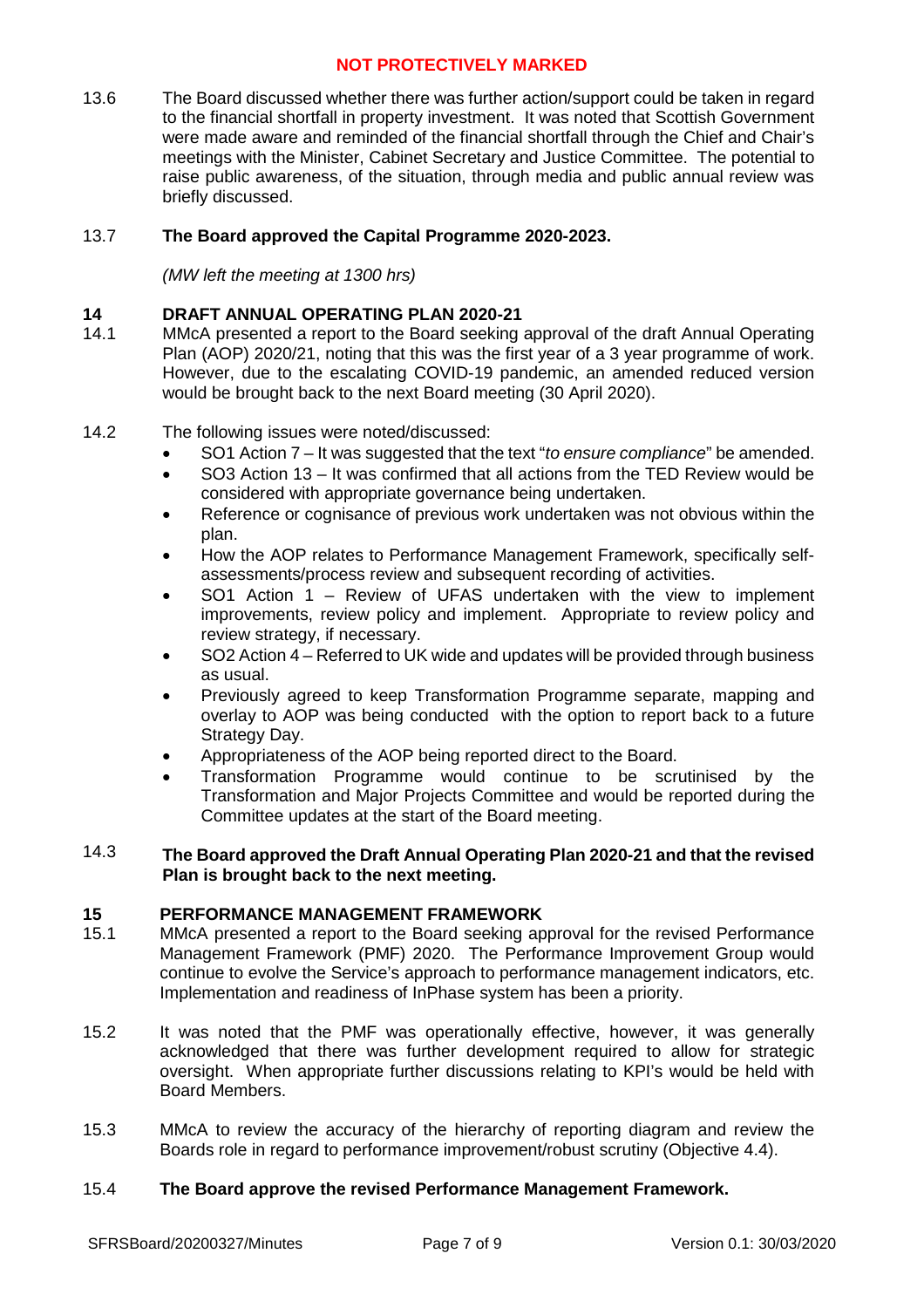13.6 The Board discussed whether there was further action/support could be taken in regard to the financial shortfall in property investment. It was noted that Scottish Government were made aware and reminded of the financial shortfall through the Chief and Chair's meetings with the Minister, Cabinet Secretary and Justice Committee. The potential to raise public awareness, of the situation, through media and public annual review was briefly discussed.

13.7 **The Board approved the Capital Programme 2020-2023.**

*(MW left the meeting at 1300 hrs)*

## 14 DRAFT ANNUAL OPERATING PLAN 2020-21

14.1 MMcA presented a report to the Board seeking approval of the draft Annual Operating Plan (AOP) 2020/21, noting that this was the first year of a 3 year programme of work. However, due to the escalating COVID-19 pandemic, an amended reduced version would be brought back to the next Board meeting (30 April 2020).

14.2 The following issues were noted/discussed:

- SO1 Action 7 – It was suggested that the text "*to ensure compliance*" be amended.
- SO3 Action 13 – It was confirmed that all actions from the TED Review would be considered with appropriate governance being undertaken.
- Reference or cognisance of previous work undertaken was not obvious within the plan.
- How the AOP relates to Performance Management Framework, specifically self-assessments/process review and subsequent recording of activities.
- SO1 Action 1 – Review of UFAS undertaken with the view to implement improvements, review policy and implement. Appropriate to review policy and review strategy, if necessary.
- SO2 Action 4 – Referred to UK wide and updates will be provided through business as usual.
- Previously agreed to keep Transformation Programme separate, mapping and overlay to AOP was being conducted with the option to report back to a future Strategy Day.
- Appropriateness of the AOP being reported direct to the Board.
- Transformation Programme would continue to be scrutinised by the Transformation and Major Projects Committee and would be reported during the Committee updates at the start of the Board meeting.

14.3 **The Board approved the Draft Annual Operating Plan 2020-21 and that the revised Plan is brought back to the next meeting.**

## 15 PERFORMANCE MANAGEMENT FRAMEWORK

15.1 MMcA presented a report to the Board seeking approval for the revised Performance Management Framework (PMF) 2020. The Performance Improvement Group would continue to evolve the Service's approach to performance management indicators, etc. Implementation and readiness of InPhase system has been a priority.

15.2 It was noted that the PMF was operationally effective, however, it was generally acknowledged that there was further development required to allow for strategic oversight. When appropriate further discussions relating to KPI's would be held with Board Members.

15.3 MMcA to review the accuracy of the hierarchy of reporting diagram and review the Boards role in regard to performance improvement/robust scrutiny (Objective 4.4).

15.4 **The Board approve the revised Performance Management Framework.**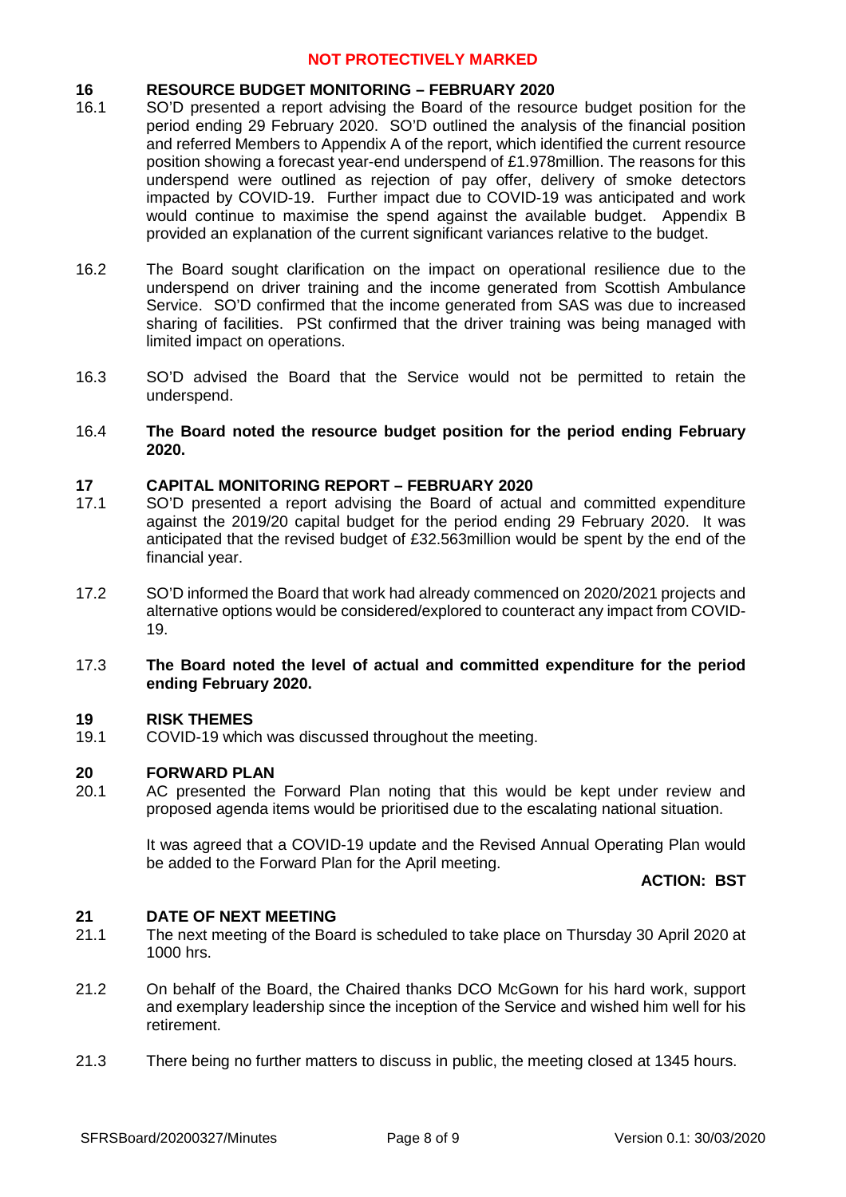**NOT PROTECTIVELY MARKED**

## 16 RESOURCE BUDGET MONITORING – FEBRUARY 2020

16.1 SO'D presented a report advising the Board of the resource budget position for the period ending 29 February 2020. SO'D outlined the analysis of the financial position and referred Members to Appendix A of the report, which identified the current resource position showing a forecast year-end underspend of £1.978million. The reasons for this underspend were outlined as rejection of pay offer, delivery of smoke detectors impacted by COVID-19. Further impact due to COVID-19 was anticipated and work would continue to maximise the spend against the available budget. Appendix B provided an explanation of the current significant variances relative to the budget.

16.2 The Board sought clarification on the impact on operational resilience due to the underspend on driver training and the income generated from Scottish Ambulance Service. SO'D confirmed that the income generated from SAS was due to increased sharing of facilities. PSt confirmed that the driver training was being managed with limited impact on operations.

16.3 SO'D advised the Board that the Service would not be permitted to retain the underspend.

16.4 **The Board noted the resource budget position for the period ending February 2020.**

## 17 CAPITAL MONITORING REPORT – FEBRUARY 2020

17.1 SO'D presented a report advising the Board of actual and committed expenditure against the 2019/20 capital budget for the period ending 29 February 2020. It was anticipated that the revised budget of £32.563million would be spent by the end of the financial year.

17.2 SO'D informed the Board that work had already commenced on 2020/2021 projects and alternative options would be considered/explored to counteract any impact from COVID-19.

17.3 **The Board noted the level of actual and committed expenditure for the period ending February 2020.**

## 19 RISK THEMES

19.1 COVID-19 which was discussed throughout the meeting.

## 20 FORWARD PLAN

20.1 AC presented the Forward Plan noting that this would be kept under review and proposed agenda items would be prioritised due to the escalating national situation.

It was agreed that a COVID-19 update and the Revised Annual Operating Plan would be added to the Forward Plan for the April meeting.

**ACTION: BST**

## 21 DATE OF NEXT MEETING

21.1 The next meeting of the Board is scheduled to take place on Thursday 30 April 2020 at 1000 hrs.

21.2 On behalf of the Board, the Chaired thanks DCO McGown for his hard work, support and exemplary leadership since the inception of the Service and wished him well for his retirement.

21.3 There being no further matters to discuss in public, the meeting closed at 1345 hours.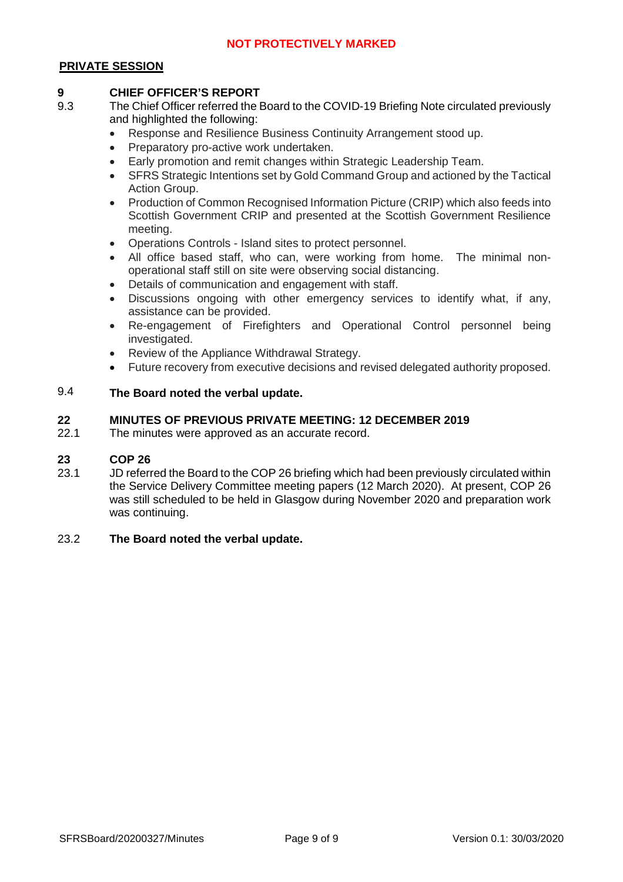**NOT PROTECTIVELY MARKED**

**PRIVATE SESSION**

**9 CHIEF OFFICER'S REPORT**

9.3 The Chief Officer referred the Board to the COVID-19 Briefing Note circulated previously and highlighted the following:

- Response and Resilience Business Continuity Arrangement stood up.
- Preparatory pro-active work undertaken.
- Early promotion and remit changes within Strategic Leadership Team.
- SFRS Strategic Intentions set by Gold Command Group and actioned by the Tactical Action Group.
- Production of Common Recognised Information Picture (CRIP) which also feeds into Scottish Government CRIP and presented at the Scottish Government Resilience meeting.
- Operations Controls - Island sites to protect personnel.
- All office based staff, who can, were working from home. The minimal non-operational staff still on site were observing social distancing.
- Details of communication and engagement with staff.
- Discussions ongoing with other emergency services to identify what, if any, assistance can be provided.
- Re-engagement of Firefighters and Operational Control personnel being investigated.
- Review of the Appliance Withdrawal Strategy.
- Future recovery from executive decisions and revised delegated authority proposed.

9.4 **The Board noted the verbal update.**

**22 MINUTES OF PREVIOUS PRIVATE MEETING: 12 DECEMBER 2019**

22.1 The minutes were approved as an accurate record.

**23 COP 26**

23.1 JD referred the Board to the COP 26 briefing which had been previously circulated within the Service Delivery Committee meeting papers (12 March 2020). At present, COP 26 was still scheduled to be held in Glasgow during November 2020 and preparation work was continuing.

23.2 **The Board noted the verbal update.**